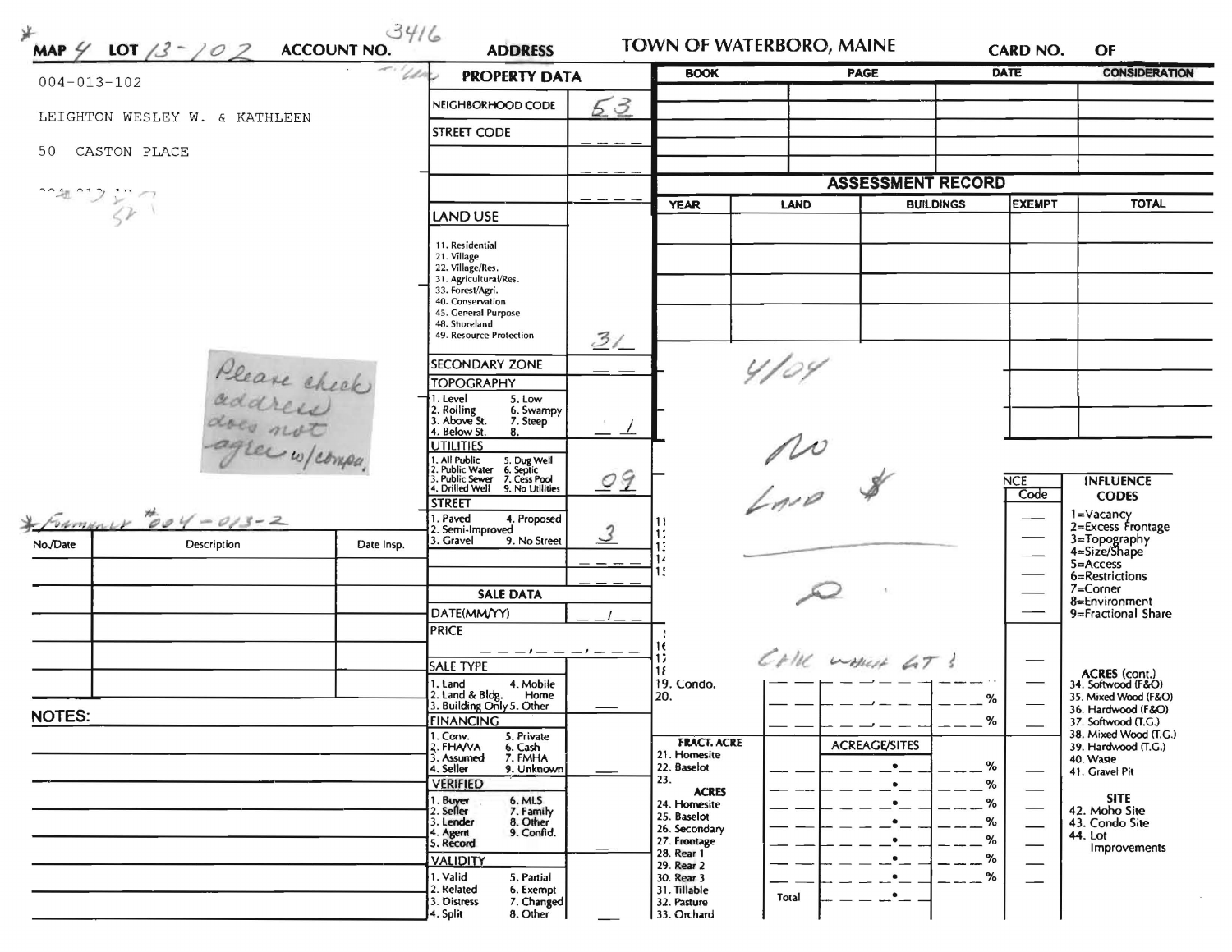*MAP 4 LOT 13-102 ACCOUNT NO. 3416

**ADDRESS** TOWN OF WATERBORO, MAINE **CARD NO.** OF

004-013-102

LEIGHTON WESLEY W. & KATHLEEN

50 CASTON PLACE

Please check address does not agree w/compu.

*Formerly #004-013-2

| No./Date | Description | Date Insp. |
|---|---|---|
| | | |
| | | |
| | | |
| | | |
| | | |

**NOTES:**

## PROPERTY DATA

| | |
|---|---|
| NEIGHBORHOOD CODE | 53 |
| STREET CODE | |
| LAND USE (11. Residential, 21. Village, 22. Village/Res., 31. Agricultural/Res., 33. Forest/Agri., 40. Conservation, 45. General Purpose, 48. Shoreland, 49. Resource Protection) | 31 |
| SECONDARY ZONE | |
| TOPOGRAPHY (1. Level, 2. Rolling, 3. Above St., 4. Below St., 5. Low, 6. Swampy, 7. Steep, 8.) | 1 |
| UTILITIES (1. All Public, 2. Public Water, 3. Public Sewer, 4. Drilled Well, 5. Dug Well, 6. Septic, 7. Cess Pool, 9. No Utilities) | 09 |
| STREET (1. Paved, 2. Semi-Improved, 3. Gravel, 4. Proposed, 9. No Street) | 3 |

## SALE DATA

| | |
|---|---|
| DATE(MM/YY) | |
| PRICE | |
| SALE TYPE (1. Land, 2. Land & Bldg., 3. Building Only, 4. Mobile Home, 5. Other) | |
| FINANCING (1. Conv., 2. FHA/VA, 3. Assumed, 4. Seller, 5. Private, 6. Cash, 7. FMHA, 9. Unknown) | |
| VERIFIED (1. Buyer, 2. Seller, 3. Lender, 4. Agent, 5. Record, 6. MLS, 7. Family, 8. Other, 9. Confid.) | |
| VALIDITY (1. Valid, 2. Related, 3. Distress, 4. Split, 5. Partial, 6. Exempt, 7. Changed, 8. Other) | |

| BOOK | PAGE | DATE | CONSIDERATION |
|---|---|---|---|
| | | | |
| | | | |
| | | | |
| | | | |

## ASSESSMENT RECORD

| YEAR | LAND | BUILDINGS | EXEMPT | TOTAL |
|---|---|---|---|---|
| | | | | |
| | | | | |
| | | | | |
| | | | | |

4/04

No Land $

0

Call what GT?

19. Condo.
20.

FRACT. ACRE: 21. Homesite, 22. Baselot, 23.

ACRES: 24. Homesite, 25. Baselot, 26. Secondary, 27. Frontage, 28. Rear 1, 29. Rear 2, 30. Rear 3, 31. Tillable, 32. Pasture, 33. Orchard

ACREAGE/SITES

Total

**INFLUENCE CODES**
1=Vacancy
2=Excess Frontage
3=Topography
4=Size/Shape
5=Access
6=Restrictions
7=Corner
8=Environment
9=Fractional Share

**ACRES (cont.)**
34. Softwood (F&O)
35. Mixed Wood (F&O)
36. Hardwood (F&O)
37. Softwood (T.G.)
38. Mixed Wood (T.G.)
39. Hardwood (T.G.)
40. Waste
41. Gravel Pit

**SITE**
42. Moho Site
43. Condo Site
44. Lot Improvements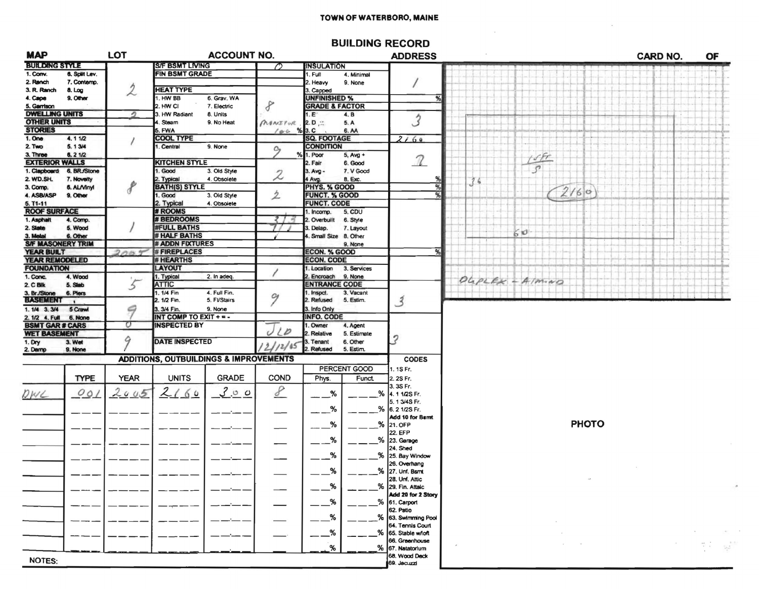**TOWN OF WATERBORO, MAINE**

## BUILDING RECORD

| MAP | LOT | ACCOUNT NO. | ADDRESS | CARD NO. | OF |
|---|---|---|---|---|---|
| | | | | | |

| Field | Value | Field | Value | Field | Value |
|---|---|---|---|---|---|
| **BUILDING STYLE** 1. Conv. 2. Ranch 3. R. Ranch 4. Cape 5. Garrison 6. Split Lev. 7. Contemp. 8. Log 9. Other | 2 | **S/F BSMT LIVING** | 0 | **INSULATION** 1. Full 2. Heavy 3. Capped 4. Minimal 9. None | 1 |
| **DWELLING UNITS** | 2 | **FIN BSMT GRADE** | | **UNFINISHED %** | % |
| **OTHER UNITS** | | **HEAT TYPE** 1. HW BB 2. HW CI 3. HW Radiant 4. Steam 5. FWA 6. Grav. WA 7. Electric 8. Units 9. No Heat | 8 MONITOR 100 % | **GRADE & FACTOR** 1. E 2. D 3. C 4. B 5. A 6. AA | 3 |
| **STORIES** 1. One 2. Two 3. Three 4. 1 1/2 5. 1 3/4 6. 2 1/2 | 1 | **COOL TYPE** 1. Central 9. None | 9 % | **SQ. FOOTAGE** | 2160 |
| **EXTERIOR WALLS** 1. Clapboard 2. WD.SH. 3. Comp. 4. ASB/ASP 5. T1-11 6. BR./Stone 7. Novelty 8. AL/Vinyl 9. Other | 8 | **KITCHEN STYLE** 1. Good 2. Typical 3. Old Style 4. Obsolete | 2 | **CONDITION** 1. Poor 2. Fair 3. Avg - 4. Avg. 5. Avg + 6. Good 7. V Good 8. Exc. | 7 |
| | | **BATH(S) STYLE** 1. Good 2. Typical 3. Old Style 4. Obsolete | 2 | **PHYS. % GOOD** | % |
| | | | | **FUNCT. % GOOD** | % |
| **ROOF SURFACE** 1. Asphalt 2. Slate 3. Metal 4. Comp. 5. Wood 6. Other | 1 | **# ROOMS** | 3/3 | **FUNCT. CODE** 1. Incomp. 2. Overbuilt 3. Delap. 4. Small Size 5. CDU 6. Style 7. Layout 8. Other 9. None | |
| | | **# BEDROOMS** | | | |
| | | **#FULL BATHS** | 1/1 | | |
| | | **# HALF BATHS** | | | |
| **S/F MASONRY TRIM** | | **# ADDN FIXTURES** | | | |
| **YEAR BUILT** | 2005 | **# FIREPLACES** | | **ECON. % GOOD** | % |
| **YEAR REMODELED** | | **# HEARTHS** | | **ECON. CODE** 1. Location 2. Encroach 3. Services 9. None | |
| **FOUNDATION** 1. Conc. 2. C Blk 3. Br./Stone 4. Wood 5. Slab 6. Piers | 5 | **LAYOUT** 1. Typical 2. In adeq. | 1 | | |
| **BASEMENT** 1. 1/4 2. 1/2 3. 3/4 4. Full 5 Crawl 6. None | 9 | **ATTIC** 1. 1/4 Fin 2. 1/2 Fin. 3. 3/4 Fin. 4. Full Fin. 5. Fl/Stairs 9. None | 9 | **ENTRANCE CODE** 1. Inspct. 2. Refused 3. Info Only 3. Vacant 5. Estim. | 3 |
| **BSMT GAR # CARS** | 0 | **INT COMP TO EXIT + = -** | | **INFO. CODE** 1. Owner 2. Relative 3. Tenant 4. Agent 5. Estimate 6. Other 5. Refused 5. Estim. | 3 |
| **WET BASEMENT** 1. Dry 2. Damp 3. Wet 9. None | 9 | **INSPECTED BY** | JLD | | |
| | | **DATE INSPECTED** | 12/12/05 | | |

Sketch: 1SFr / S — 36 — 60 — 2160 — DUPLEX - ALMINO

### ADDITIONS, OUTBUILDINGS & IMPROVEMENTS

| | TYPE | YEAR | UNITS | GRADE | COND | PERCENT GOOD Phys. | Funct. |
|---|---|---|---|---|---|---|---|
| DWL | 001 | 2005 | 2160 | 3.00 | 8 | % | % |
| | | | | | | % | % |
| | | | | | | % | % |
| | | | | | | % | % |
| | | | | | | % | % |
| | | | | | | % | % |
| | | | | | | % | % |
| | | | | | | % | % |
| | | | | | | % | % |
| | | | | | | % | % |
| | | | | | | % | % |

**CODES**
1. 1S Fr.
2. 2S Fr.
3. 3S Fr.
4. 1 1/2S Fr.
5. 1 3/4S Fr.
6. 2 1/2S Fr.

Add 10 for Bsmt

21. OFP
22. EFP
23. Garage
24. Shed
25. Bay Window
26. Overhang
27. Unf. Bsmt
28. Unf. Attic
29. Fin. Attic

Add 20 for 2 Story

61. Carport
62. Patio
63. Swimming Pool
64. Tennis Court
65. Stable w/loft
66. Greenhouse
67. Natatorium
68. Wood Deck
69. Jacuzzi

NOTES:

PHOTO